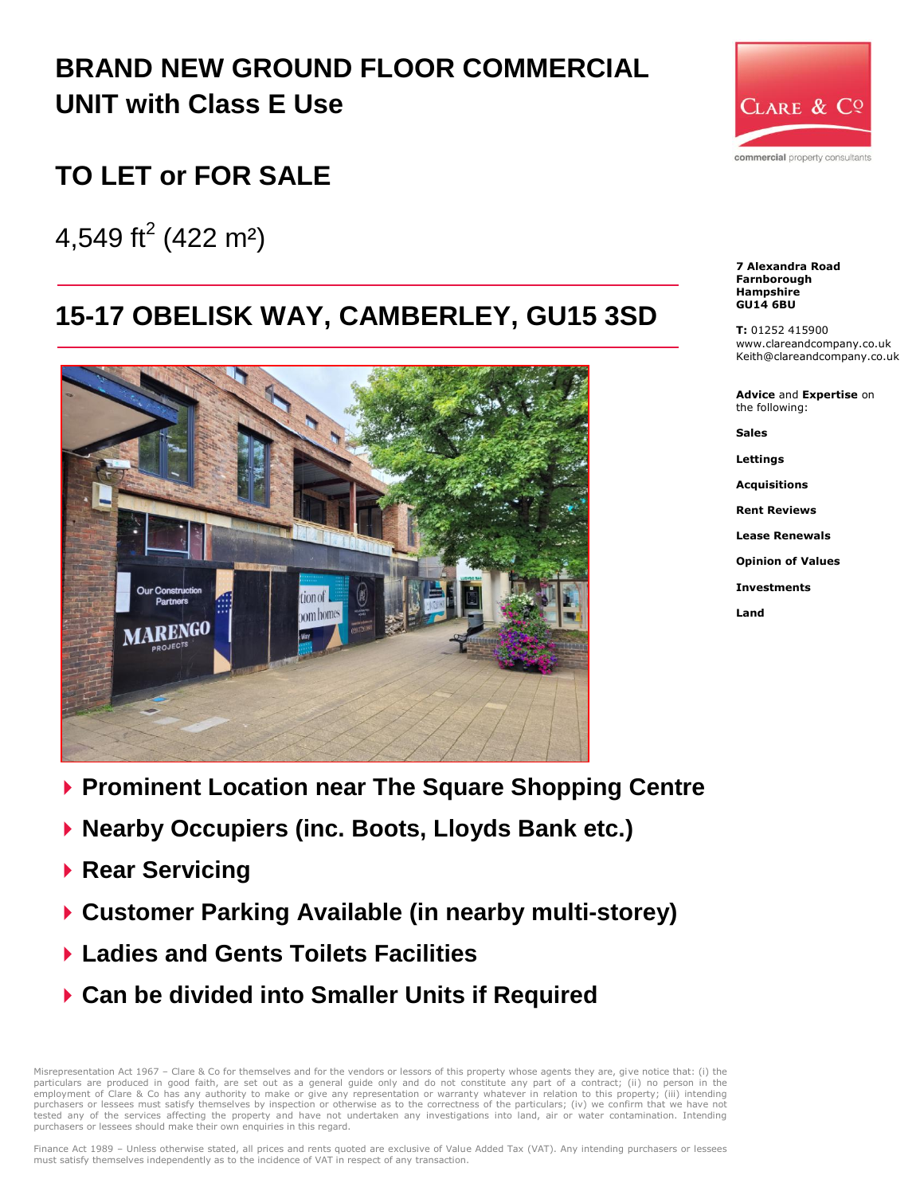# BRAND NEW GROUND FLOOR COMMERCIAL UNIT with Class E Use

## TO LET or FOR SALE

4,549 ft$^2$ (422 m²)

## 15-17 OBELISK WAY, CAMBERLEY, GU15 3SD

- **Prominent Location near The Square Shopping Centre**
- **Nearby Occupiers (inc. Boots, Lloyds Bank etc.)**
- **Rear Servicing**
- **Customer Parking Available (in nearby multi-storey)**
- **Ladies and Gents Toilets Facilities**
- **Can be divided into Smaller Units if Required**

CLARE & Co

commercial property consultants

**7 Alexandra Road**
**Farnborough**
**Hampshire**
**GU14 6BU**

**T:** 01252 415900
www.clareandcompany.co.uk
Keith@clareandcompany.co.uk

**Advice** and **Expertise** on the following:

**Sales**

**Lettings**

**Acquisitions**

**Rent Reviews**

**Lease Renewals**

**Opinion of Values**

**Investments**

**Land**

Misrepresentation Act 1967 – Clare & Co for themselves and for the vendors or lessors of this property whose agents they are, give notice that: (i) the particulars are produced in good faith, are set out as a general guide only and do not constitute any part of a contract; (ii) no person in the employment of Clare & Co has any authority to make or give any representation or warranty whatever in relation to this property; (iii) intending purchasers or lessees must satisfy themselves by inspection or otherwise as to the correctness of the particulars; (iv) we confirm that we have not tested any of the services affecting the property and have not undertaken any investigations into land, air or water contamination. Intending purchasers or lessees should make their own enquiries in this regard.

Finance Act 1989 – Unless otherwise stated, all prices and rents quoted are exclusive of Value Added Tax (VAT). Any intending purchasers or lessees must satisfy themselves independently as to the incidence of VAT in respect of any transaction.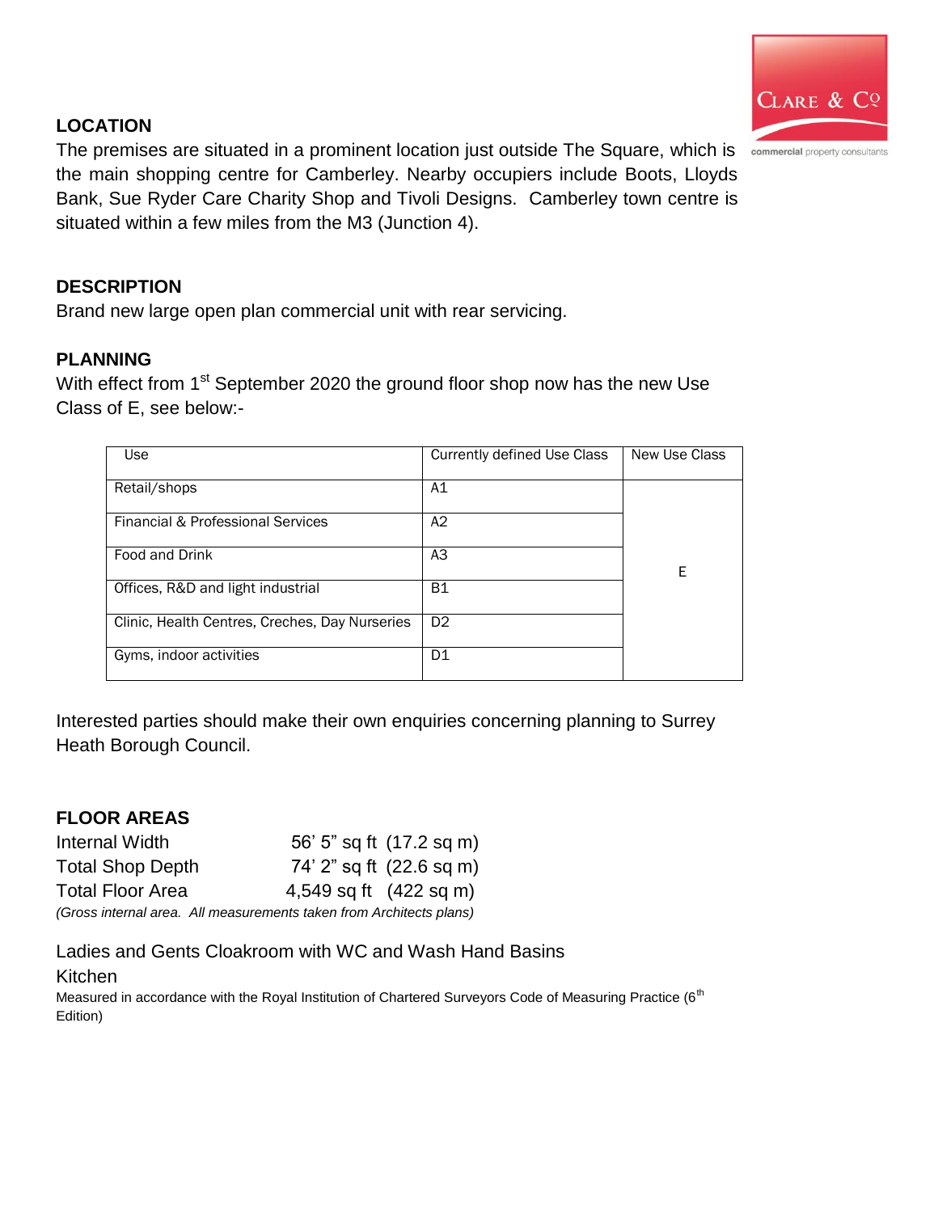## LOCATION

The premises are situated in a prominent location just outside The Square, which is the main shopping centre for Camberley. Nearby occupiers include Boots, Lloyds Bank, Sue Ryder Care Charity Shop and Tivoli Designs. Camberley town centre is situated within a few miles from the M3 (Junction 4).

## DESCRIPTION

Brand new large open plan commercial unit with rear servicing.

## PLANNING

With effect from 1st September 2020 the ground floor shop now has the new Use Class of E, see below:-

| Use | Currently defined Use Class | New Use Class |
|---|---|---|
| Retail/shops | A1 | E |
| Financial & Professional Services | A2 | |
| Food and Drink | A3 | |
| Offices, R&D and light industrial | B1 | |
| Clinic, Health Centres, Creches, Day Nurseries | D2 | |
| Gyms, indoor activities | D1 | |

Interested parties should make their own enquiries concerning planning to Surrey Heath Borough Council.

## FLOOR AREAS

| | | |
|---|---|---|
| Internal Width | 56' 5" sq ft | (17.2 sq m) |
| Total Shop Depth | 74' 2" sq ft | (22.6 sq m) |
| Total Floor Area | 4,549 sq ft | (422 sq m) |

*(Gross internal area. All measurements taken from Architects plans)*

Ladies and Gents Cloakroom with WC and Wash Hand Basins

Kitchen

Measured in accordance with the Royal Institution of Chartered Surveyors Code of Measuring Practice (6th Edition)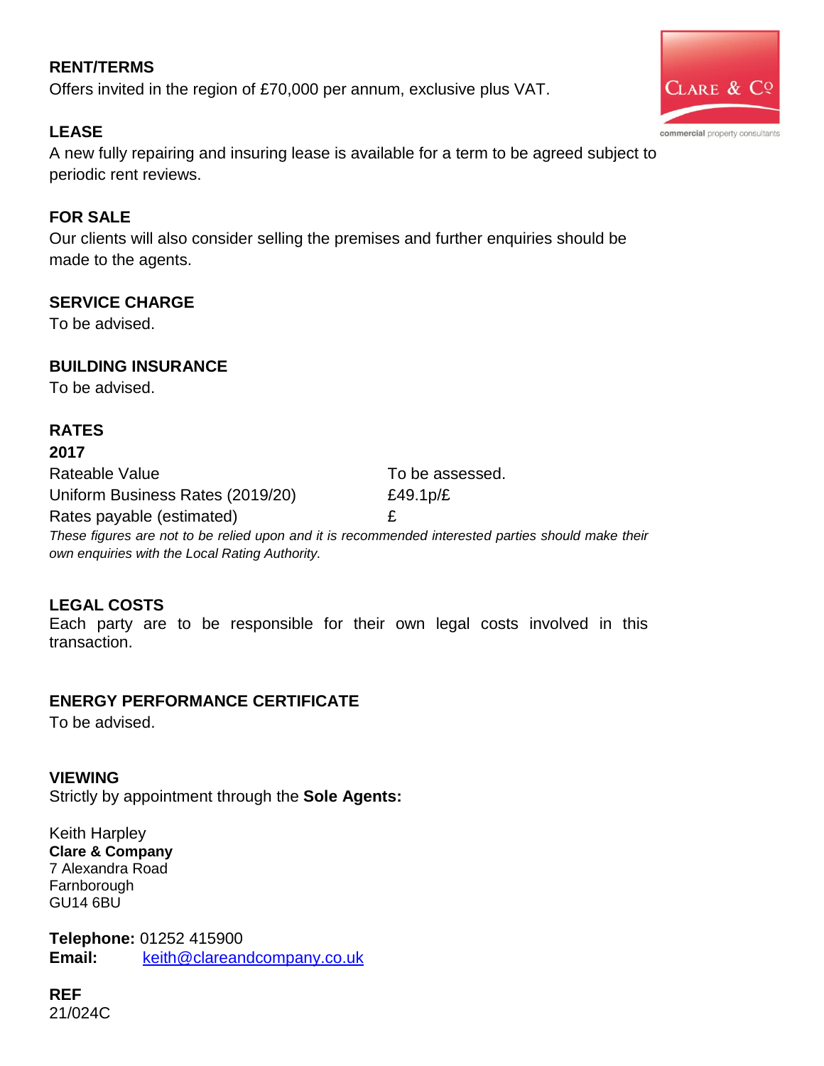## RENT/TERMS

Offers invited in the region of £70,000 per annum, exclusive plus VAT.

## LEASE

A new fully repairing and insuring lease is available for a term to be agreed subject to periodic rent reviews.

## FOR SALE

Our clients will also consider selling the premises and further enquiries should be made to the agents.

## SERVICE CHARGE

To be advised.

## BUILDING INSURANCE

To be advised.

## RATES

**2017**

| | |
|---|---|
| Rateable Value | To be assessed. |
| Uniform Business Rates (2019/20) | £49.1p/£ |
| Rates payable (estimated) | £ |

*These figures are not to be relied upon and it is recommended interested parties should make their own enquiries with the Local Rating Authority.*

## LEGAL COSTS

Each party are to be responsible for their own legal costs involved in this transaction.

## ENERGY PERFORMANCE CERTIFICATE

To be advised.

## VIEWING

Strictly by appointment through the **Sole Agents:**

Keith Harpley
**Clare & Company**
7 Alexandra Road
Farnborough
GU14 6BU

**Telephone:** 01252 415900
**Email:** keith@clareandcompany.co.uk

## REF

21/024C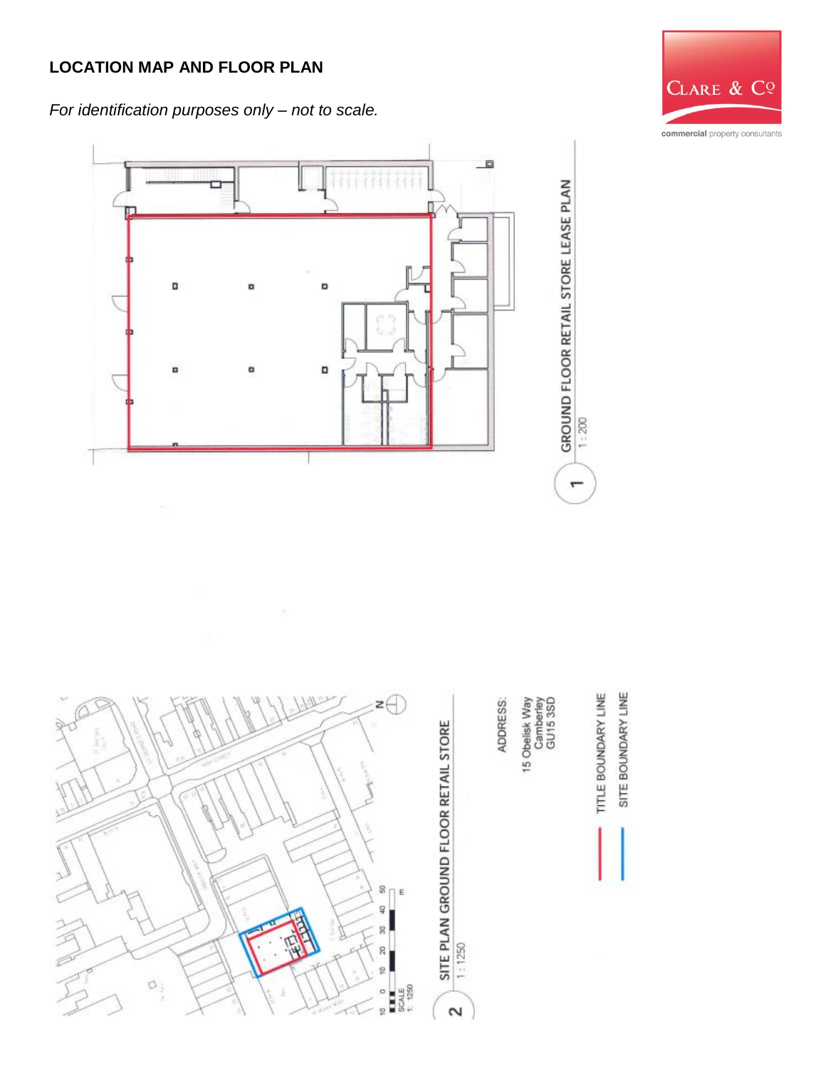## LOCATION MAP AND FLOOR PLAN

*For identification purposes only – not to scale.*

CLARE & Co

commercial property consultants

1 GROUND FLOOR RETAIL STORE LEASE PLAN

1 : 200

2 SITE PLAN GROUND FLOOR RETAIL STORE

1 : 1250

SCALE 1: 1250

10 0 10 20 30 40 50 m

ADDRESS:

15 Obelisk Way
Camberley
GU15 3SD

TITLE BOUNDARY LINE

SITE BOUNDARY LINE